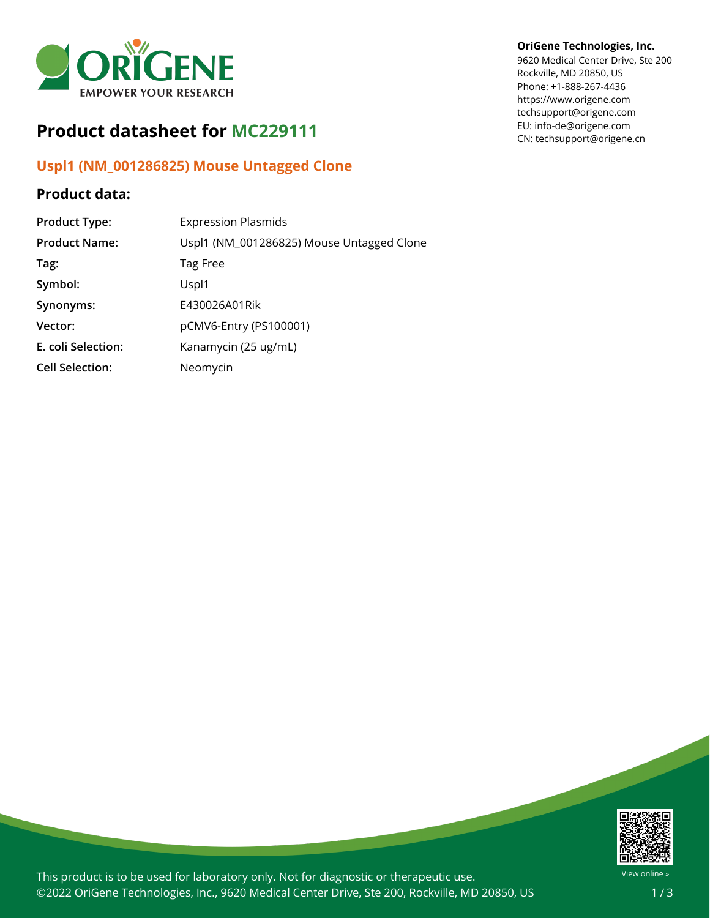**OriGene Technologies, Inc.**
9620 Medical Center Drive, Ste 200
Rockville, MD 20850, US
Phone: +1-888-267-4436
https://www.origene.com
techsupport@origene.com
EU: info-de@origene.com
CN: techsupport@origene.cn

# Product datasheet for MC229111

## Uspl1 (NM_001286825) Mouse Untagged Clone

### Product data:

| | |
|---|---|
| **Product Type:** | Expression Plasmids |
| **Product Name:** | Uspl1 (NM_001286825) Mouse Untagged Clone |
| **Tag:** | Tag Free |
| **Symbol:** | Uspl1 |
| **Synonyms:** | E430026A01Rik |
| **Vector:** | pCMV6-Entry (PS100001) |
| **E. coli Selection:** | Kanamycin (25 ug/mL) |
| **Cell Selection:** | Neomycin |

This product is to be used for laboratory only. Not for diagnostic or therapeutic use.
©2022 OriGene Technologies, Inc., 9620 Medical Center Drive, Ste 200, Rockville, MD 20850, US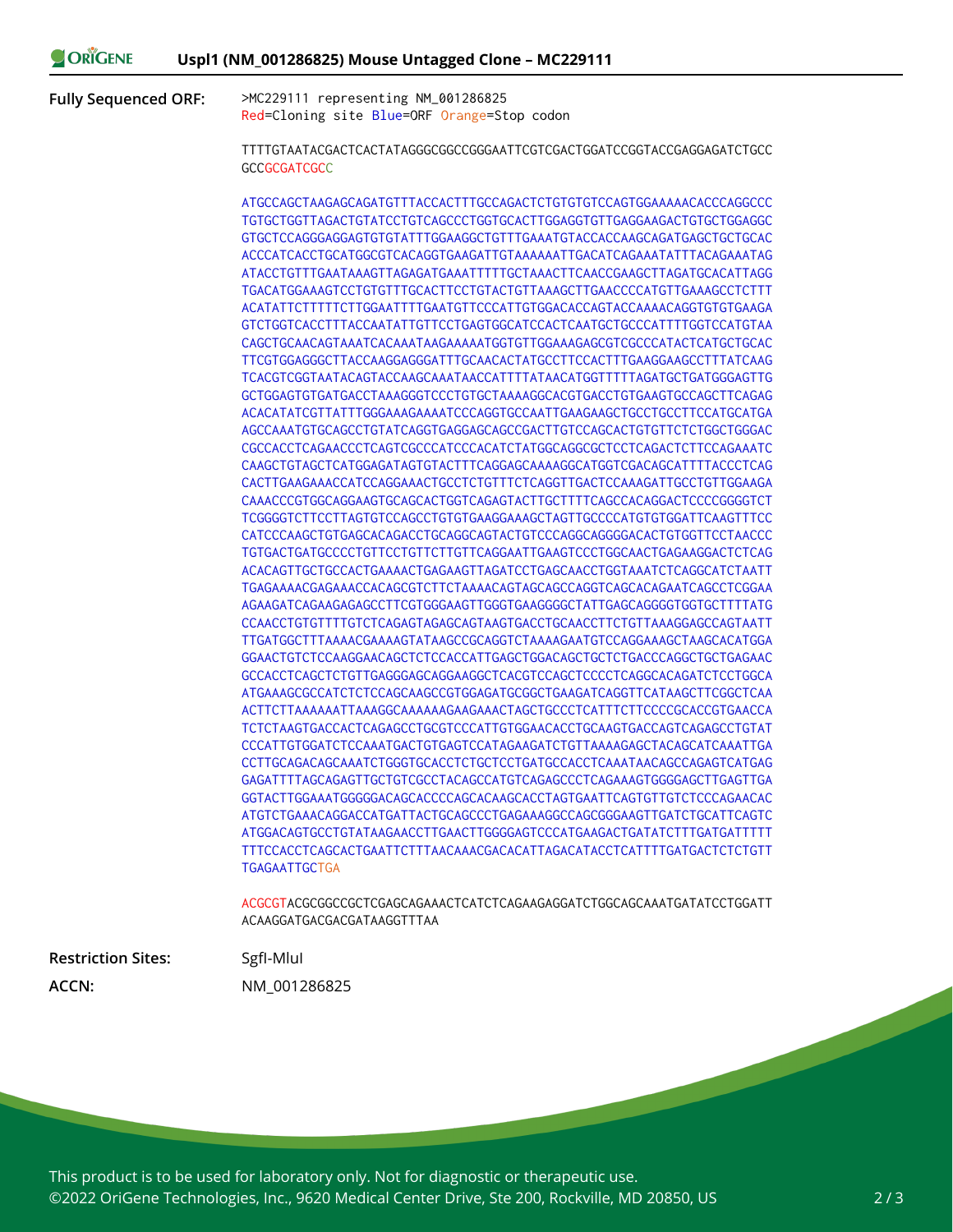**Fully Sequenced ORF:**

```
>MC229111 representing NM_001286825
Red=Cloning site Blue=ORF Orange=Stop codon

TTTTGTAATACGACTCACTATAGGGCGGCCGGGAATTCGTCGACTGGATCCGGTACCGAGGAGATCTGCC
GCCGCGATCGCC

ATGCCAGCTAAGAGCAGATGTTTACCACTTTGCCAGACTCTGTGTGTCCAGTGGAAAAACACCCAGGCCC
TGTGCTGGTTAGACTGTATCCTGTCAGCCCTGGTGCACTTGGAGGTGTTGAGGAAGACTGTGCTGGAGGC
GTGCTCCAGGGAGGAGTGTGTATTTGGAAGGCTGTTTGAAATGTACCACCAAGCAGATGAGCTGCTGCAC
ACCCATCACCTGCATGGCGTCACAGGTGAAGATTGTAAAAAATTGACATCAGAAATATTTACAGAAATAG
ATACCTGTTTGAATAAAGTTAGAGATGAAATTTTTGCTAAACTTCAACCGAAGCTTAGATGCACATTAGG
TGACATGGAAAGTCCTGTGTTTGCACTTCCTGTACTGTTAAAGCTTGAACCCCATGTTGAAAGCCTCTTT
ACATATTCTTTTTCTTGGAATTTTGAATGTTCCCATTGTGGACACCAGTACCAAAACAGGTGTGTGAAGA
GTCTGGTCACCTTTACCAATATTGTTCCTGAGTGGCATCCACTCAATGCTGCCCATTTTGGTCCATGTAA
CAGCTGCAACAGTAAATCACAAATAAGAAAAATGGTGTTGGAAAGAGCGTCGCCCATACTCATGCTGCAC
TTCGTGGAGGGCTTACCAAGGAGGGATTTGCAACACTATGCCTTCCACTTTGAAGGAAGCCTTTATCAAG
TCACGTCGGTAATACAGTACCAAGCAAATAACCATTTTATAACATGGTTTTTAGATGCTGATGGGAGTTG
GCTGGAGTGTGATGACCTAAAGGGTCCCTGTGCTAAAAGGCACGTGACCTGTGAAGTGCCAGCTTCAGAG
ACACATATCGTTATTTGGGAAAGAAAATCCCAGGTGCCAATTGAAGAAGCTGCCTGCCTTCCATGCATGA
AGCCAAATGTGCAGCCTGTATCAGGTGAGGAGCAGCCGACTTGTCCAGCACTGTGTTCTCTGGCTGGGAC
CGCCACCTCAGAACCCTCAGTCGCCCATCCCACATCTATGGCAGGCGCTCCTCAGACTCTTCCAGAAATC
CAAGCTGTAGCTCATGGAGATAGTGTACTTTCAGGAGCAAAAGGCATGGTCGACAGCATTTTACCCTCAG
CACTTGAAGAAACCATCCAGGAAACTGCCTCTGTTTCTCAGGTTGACTCCAAAGATTGCCTGTTGGAAGA
CAAACCCGTGGCAGGAAGTGCAGCACTGGTCAGAGTACTTGCTTTTCAGCCACAGGACTCCCCGGGGTCT
TCGGGGTCTTCCTTAGTGTCCAGCCTGTGTGAAGGAAAGCTAGTTGCCCCATGTGTGGATTCAAGTTTCC
CATCCCAAGCTGTGAGCACAGACCTGCAGGCAGTACTGTCCCAGGCAGGGGACACTGTGGTTCCTAACCC
TGTGACTGATGCCCCTGTTCCTGTTCTTGTTCAGGAATTGAAGTCCCTGGCAACTGAGAAGGACTCTCAG
ACACAGTTGCTGCCACTGAAAACTGAGAAGTTAGATCCTGAGCAACCTGGTAAATCTCAGGCATCTAATT
TGAGAAAACGAGAAACCACAGCGTCTTCTAAAACAGTAGCAGCCAGGTCAGCACAGAATCAGCCTCGGAA
AGAAGATCAGAAGAGAGCCTTCGTGGGAAGTTGGGTGAAGGGGCTATTGAGCAGGGGTGGTGCTTTTATG
CCAACCTGTGTTTTGTCTCAGAGTAGAGCAGTAAGTGACCTGCAACCTTCTGTTAAAGGAGCCAGTAATT
TTGATGGCTTTAAAACGAAAAGTATAAGCCGCAGGTCTAAAAGAATGTCCAGGAAAGCTAAGCACATGGA
GGAACTGTCTCCAAGGAACAGCTCTCCACCATTGAGCTGGACAGCTGCTCTGACCCAGGCTGCTGAGAAC
GCCACCTCAGCTCTGTTGAGGGAGCAGGAAGGCTCACGTCCAGCTCCCCTCAGGCACAGATCTCCTGGCA
ATGAAAGCGCCATCTCTCCAGCAAGCCGTGGAGATGCGGCTGAAGATCAGGTTCATAAGCTTCGGCTCAA
ACTTCTTAAAAAATTAAAGGCAAAAAAGAAGAAACTAGCTGCCCTCATTTCTTCCCCGCACCGTGAACCA
TCTCTAAGTGACCACTCAGAGCCTGCGTCCCATTGTGGAACACCTGCAAGTGACCAGTCAGAGCCTGTAT
CCCATTGTGGATCTCCAAATGACTGTGAGTCCATAGAAGATCTGTTAAAAGAGCTACAGCATCAAATTGA
CCTTGCAGACAGCAAATCTGGGTGCACCTCTGCTCCTGATGCCACCTCAAATAACAGCCAGAGTCATGAG
GAGATTTTAGCAGAGTTGCTGTCGCCTACAGCCATGTCAGAGCCCTCAGAAAGTGGGGAGCTTGAGTTGA
GGTACTTGGAAATGGGGGACAGCACCCCAGCACAAGCACCTAGTGAATTCAGTGTTGTCTCCCAGAACAC
ATGTCTGAAACAGGACCATGATTACTGCAGCCCTGAGAAAGGCCAGCGGGAAGTTGATCTGCATTCAGTC
ATGGACAGTGCCTGTATAAGAACCTTGAACTTGGGGAGTCCCATGAAGACTGATATCTTTGATGATTTTT
TTTCCACCTCAGCACTGAATTCTTTAACAAACGACACATTAGACATACCTCATTTTGATGACTCTCTGTT
TGAGAATTGCTGA

ACGCGTACGCGGCCGCTCGAGCAGAAACTCATCTCAGAAGAGGATCTGGCAGCAAATGATATCCTGGATT
ACAAGGATGACGACGATAAGGTTTAA
```

**Restriction Sites:** SgfI-MluI

**ACCN:** NM_001286825

This product is to be used for laboratory only. Not for diagnostic or therapeutic use.
©2022 OriGene Technologies, Inc., 9620 Medical Center Drive, Ste 200, Rockville, MD 20850, US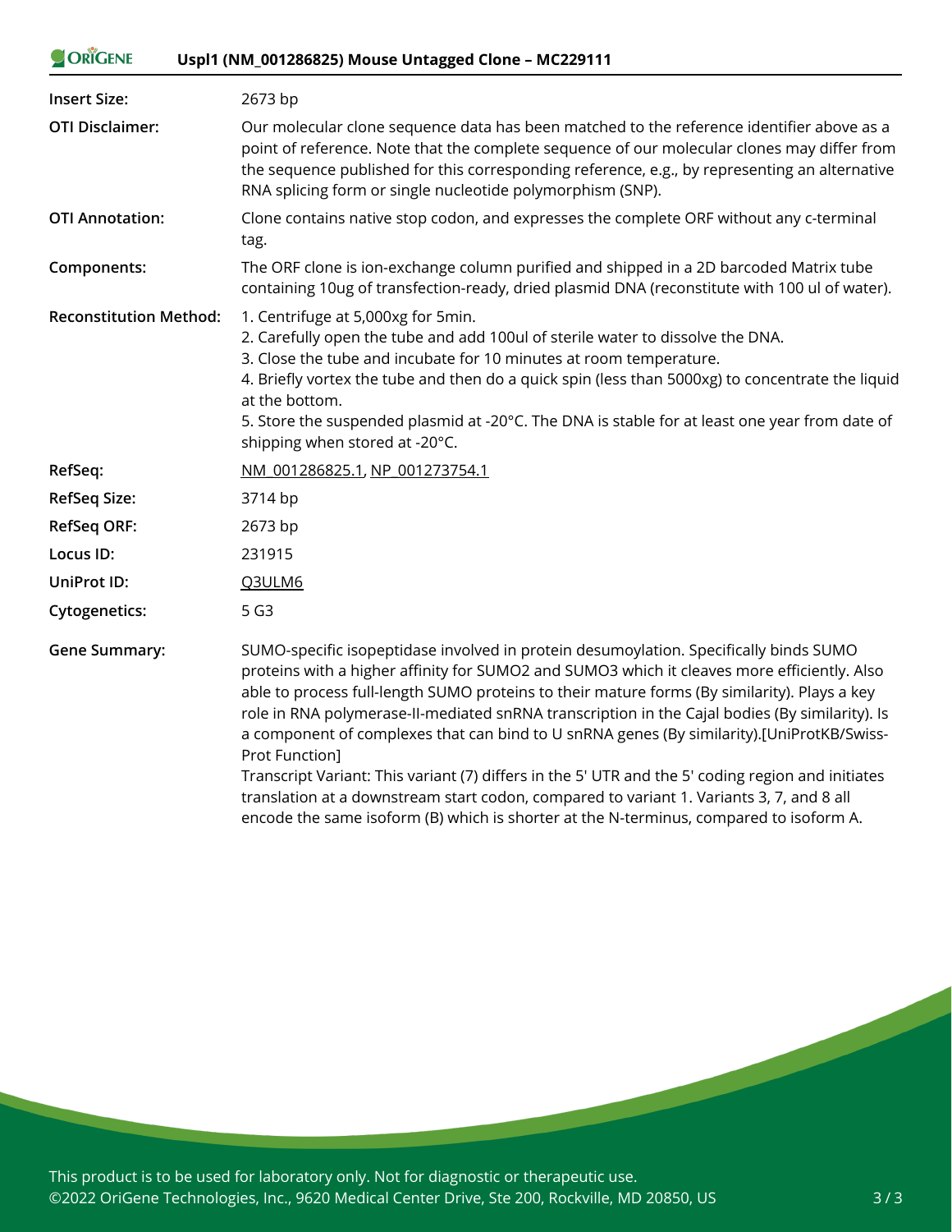| | |
|---|---|
| **Insert Size:** | 2673 bp |
| **OTI Disclaimer:** | Our molecular clone sequence data has been matched to the reference identifier above as a point of reference. Note that the complete sequence of our molecular clones may differ from the sequence published for this corresponding reference, e.g., by representing an alternative RNA splicing form or single nucleotide polymorphism (SNP). |
| **OTI Annotation:** | Clone contains native stop codon, and expresses the complete ORF without any c-terminal tag. |
| **Components:** | The ORF clone is ion-exchange column purified and shipped in a 2D barcoded Matrix tube containing 10ug of transfection-ready, dried plasmid DNA (reconstitute with 100 ul of water). |
| **Reconstitution Method:** | 1. Centrifuge at 5,000xg for 5min.<br>2. Carefully open the tube and add 100ul of sterile water to dissolve the DNA.<br>3. Close the tube and incubate for 10 minutes at room temperature.<br>4. Briefly vortex the tube and then do a quick spin (less than 5000xg) to concentrate the liquid at the bottom.<br>5. Store the suspended plasmid at -20°C. The DNA is stable for at least one year from date of shipping when stored at -20°C. |
| **RefSeq:** | NM_001286825.1, NP_001273754.1 |
| **RefSeq Size:** | 3714 bp |
| **RefSeq ORF:** | 2673 bp |
| **Locus ID:** | 231915 |
| **UniProt ID:** | Q3ULM6 |
| **Cytogenetics:** | 5 G3 |
| **Gene Summary:** | SUMO-specific isopeptidase involved in protein desumoylation. Specifically binds SUMO proteins with a higher affinity for SUMO2 and SUMO3 which it cleaves more efficiently. Also able to process full-length SUMO proteins to their mature forms (By similarity). Plays a key role in RNA polymerase-II-mediated snRNA transcription in the Cajal bodies (By similarity). Is a component of complexes that can bind to U snRNA genes (By similarity).[UniProtKB/Swiss-Prot Function]<br>Transcript Variant: This variant (7) differs in the 5' UTR and the 5' coding region and initiates translation at a downstream start codon, compared to variant 1. Variants 3, 7, and 8 all encode the same isoform (B) which is shorter at the N-terminus, compared to isoform A. |

This product is to be used for laboratory only. Not for diagnostic or therapeutic use.
©2022 OriGene Technologies, Inc., 9620 Medical Center Drive, Ste 200, Rockville, MD 20850, US